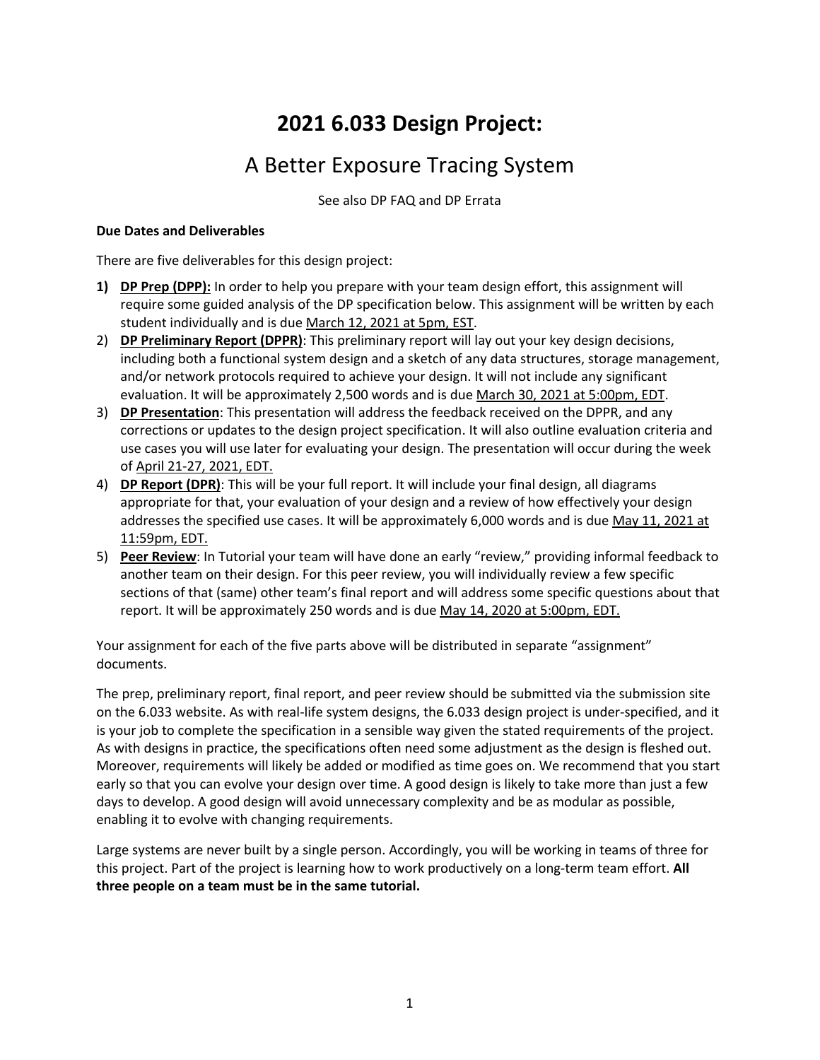# 2021 6.033 Design Project:

## A Better Exposure Tracing System

See also DP FAQ and DP Errata

**Due Dates and Deliverables**

There are five deliverables for this design project:

1) **DP Prep (DPP):** In order to help you prepare with your team design effort, this assignment will require some guided analysis of the DP specification below. This assignment will be written by each student individually and is due March 12, 2021 at 5pm, EST.
2) **DP Preliminary Report (DPPR)**: This preliminary report will lay out your key design decisions, including both a functional system design and a sketch of any data structures, storage management, and/or network protocols required to achieve your design. It will not include any significant evaluation. It will be approximately 2,500 words and is due March 30, 2021 at 5:00pm, EDT.
3) **DP Presentation**: This presentation will address the feedback received on the DPPR, and any corrections or updates to the design project specification. It will also outline evaluation criteria and use cases you will use later for evaluating your design. The presentation will occur during the week of April 21-27, 2021, EDT.
4) **DP Report (DPR)**: This will be your full report. It will include your final design, all diagrams appropriate for that, your evaluation of your design and a review of how effectively your design addresses the specified use cases. It will be approximately 6,000 words and is due May 11, 2021 at 11:59pm, EDT.
5) **Peer Review**: In Tutorial your team will have done an early "review," providing informal feedback to another team on their design. For this peer review, you will individually review a few specific sections of that (same) other team's final report and will address some specific questions about that report. It will be approximately 250 words and is due May 14, 2020 at 5:00pm, EDT.

Your assignment for each of the five parts above will be distributed in separate "assignment" documents.

The prep, preliminary report, final report, and peer review should be submitted via the submission site on the 6.033 website. As with real-life system designs, the 6.033 design project is under-specified, and it is your job to complete the specification in a sensible way given the stated requirements of the project. As with designs in practice, the specifications often need some adjustment as the design is fleshed out. Moreover, requirements will likely be added or modified as time goes on. We recommend that you start early so that you can evolve your design over time. A good design is likely to take more than just a few days to develop. A good design will avoid unnecessary complexity and be as modular as possible, enabling it to evolve with changing requirements.

Large systems are never built by a single person. Accordingly, you will be working in teams of three for this project. Part of the project is learning how to work productively on a long-term team effort. **All three people on a team must be in the same tutorial.**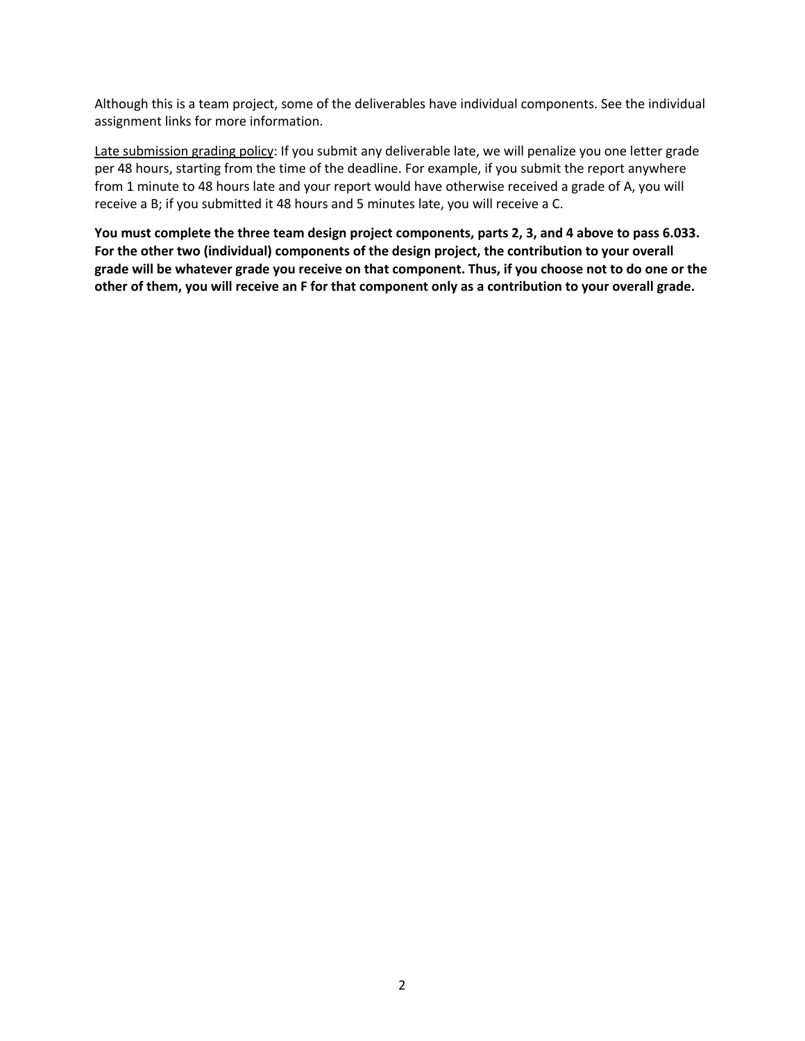Although this is a team project, some of the deliverables have individual components. See the individual assignment links for more information.

Late submission grading policy: If you submit any deliverable late, we will penalize you one letter grade per 48 hours, starting from the time of the deadline. For example, if you submit the report anywhere from 1 minute to 48 hours late and your report would have otherwise received a grade of A, you will receive a B; if you submitted it 48 hours and 5 minutes late, you will receive a C.

**You must complete the three team design project components, parts 2, 3, and 4 above to pass 6.033. For the other two (individual) components of the design project, the contribution to your overall grade will be whatever grade you receive on that component. Thus, if you choose not to do one or the other of them, you will receive an F for that component only as a contribution to your overall grade.**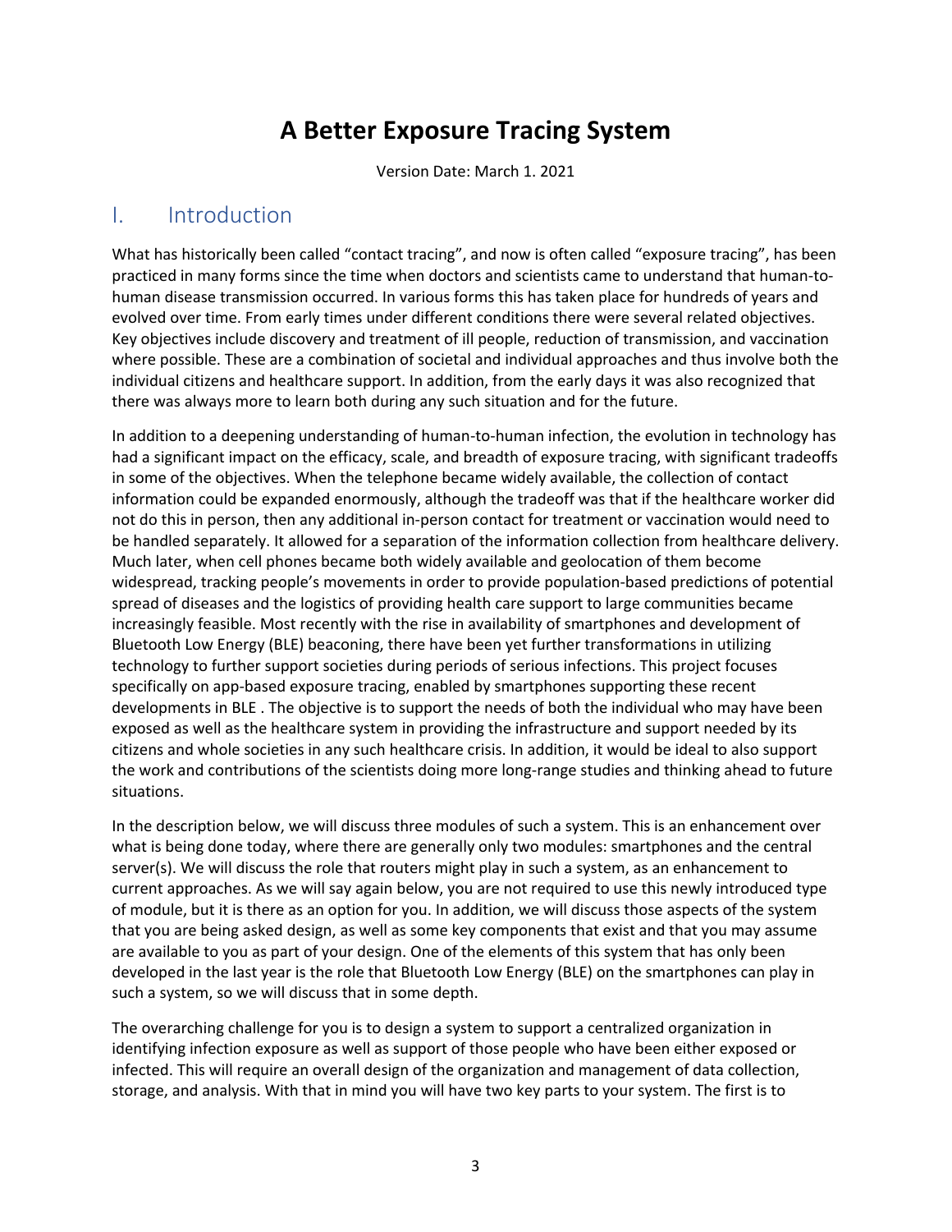# A Better Exposure Tracing System

Version Date: March 1. 2021

## I. Introduction

What has historically been called "contact tracing", and now is often called "exposure tracing", has been practiced in many forms since the time when doctors and scientists came to understand that human-to-human disease transmission occurred. In various forms this has taken place for hundreds of years and evolved over time. From early times under different conditions there were several related objectives. Key objectives include discovery and treatment of ill people, reduction of transmission, and vaccination where possible. These are a combination of societal and individual approaches and thus involve both the individual citizens and healthcare support. In addition, from the early days it was also recognized that there was always more to learn both during any such situation and for the future.

In addition to a deepening understanding of human-to-human infection, the evolution in technology has had a significant impact on the efficacy, scale, and breadth of exposure tracing, with significant tradeoffs in some of the objectives. When the telephone became widely available, the collection of contact information could be expanded enormously, although the tradeoff was that if the healthcare worker did not do this in person, then any additional in-person contact for treatment or vaccination would need to be handled separately. It allowed for a separation of the information collection from healthcare delivery. Much later, when cell phones became both widely available and geolocation of them become widespread, tracking people's movements in order to provide population-based predictions of potential spread of diseases and the logistics of providing health care support to large communities became increasingly feasible. Most recently with the rise in availability of smartphones and development of Bluetooth Low Energy (BLE) beaconing, there have been yet further transformations in utilizing technology to further support societies during periods of serious infections. This project focuses specifically on app-based exposure tracing, enabled by smartphones supporting these recent developments in BLE . The objective is to support the needs of both the individual who may have been exposed as well as the healthcare system in providing the infrastructure and support needed by its citizens and whole societies in any such healthcare crisis. In addition, it would be ideal to also support the work and contributions of the scientists doing more long-range studies and thinking ahead to future situations.

In the description below, we will discuss three modules of such a system. This is an enhancement over what is being done today, where there are generally only two modules: smartphones and the central server(s). We will discuss the role that routers might play in such a system, as an enhancement to current approaches. As we will say again below, you are not required to use this newly introduced type of module, but it is there as an option for you. In addition, we will discuss those aspects of the system that you are being asked design, as well as some key components that exist and that you may assume are available to you as part of your design. One of the elements of this system that has only been developed in the last year is the role that Bluetooth Low Energy (BLE) on the smartphones can play in such a system, so we will discuss that in some depth.

The overarching challenge for you is to design a system to support a centralized organization in identifying infection exposure as well as support of those people who have been either exposed or infected. This will require an overall design of the organization and management of data collection, storage, and analysis. With that in mind you will have two key parts to your system. The first is to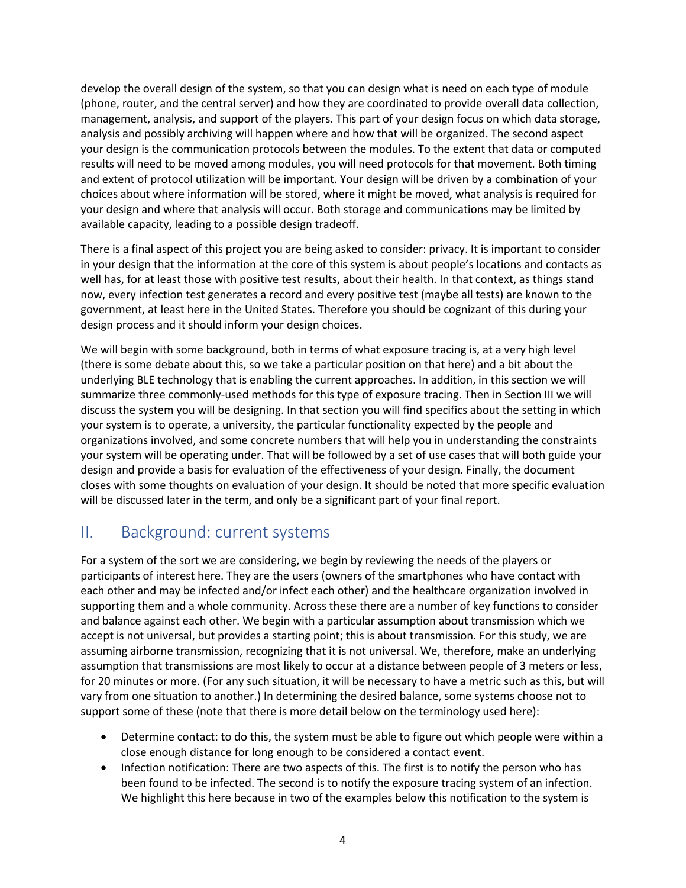develop the overall design of the system, so that you can design what is need on each type of module (phone, router, and the central server) and how they are coordinated to provide overall data collection, management, analysis, and support of the players. This part of your design focus on which data storage, analysis and possibly archiving will happen where and how that will be organized. The second aspect your design is the communication protocols between the modules. To the extent that data or computed results will need to be moved among modules, you will need protocols for that movement. Both timing and extent of protocol utilization will be important. Your design will be driven by a combination of your choices about where information will be stored, where it might be moved, what analysis is required for your design and where that analysis will occur. Both storage and communications may be limited by available capacity, leading to a possible design tradeoff.

There is a final aspect of this project you are being asked to consider: privacy. It is important to consider in your design that the information at the core of this system is about people's locations and contacts as well has, for at least those with positive test results, about their health. In that context, as things stand now, every infection test generates a record and every positive test (maybe all tests) are known to the government, at least here in the United States. Therefore you should be cognizant of this during your design process and it should inform your design choices.

We will begin with some background, both in terms of what exposure tracing is, at a very high level (there is some debate about this, so we take a particular position on that here) and a bit about the underlying BLE technology that is enabling the current approaches. In addition, in this section we will summarize three commonly-used methods for this type of exposure tracing. Then in Section III we will discuss the system you will be designing. In that section you will find specifics about the setting in which your system is to operate, a university, the particular functionality expected by the people and organizations involved, and some concrete numbers that will help you in understanding the constraints your system will be operating under. That will be followed by a set of use cases that will both guide your design and provide a basis for evaluation of the effectiveness of your design. Finally, the document closes with some thoughts on evaluation of your design. It should be noted that more specific evaluation will be discussed later in the term, and only be a significant part of your final report.

## II. Background: current systems

For a system of the sort we are considering, we begin by reviewing the needs of the players or participants of interest here. They are the users (owners of the smartphones who have contact with each other and may be infected and/or infect each other) and the healthcare organization involved in supporting them and a whole community. Across these there are a number of key functions to consider and balance against each other. We begin with a particular assumption about transmission which we accept is not universal, but provides a starting point; this is about transmission. For this study, we are assuming airborne transmission, recognizing that it is not universal. We, therefore, make an underlying assumption that transmissions are most likely to occur at a distance between people of 3 meters or less, for 20 minutes or more. (For any such situation, it will be necessary to have a metric such as this, but will vary from one situation to another.) In determining the desired balance, some systems choose not to support some of these (note that there is more detail below on the terminology used here):

- Determine contact: to do this, the system must be able to figure out which people were within a close enough distance for long enough to be considered a contact event.
- Infection notification: There are two aspects of this. The first is to notify the person who has been found to be infected. The second is to notify the exposure tracing system of an infection. We highlight this here because in two of the examples below this notification to the system is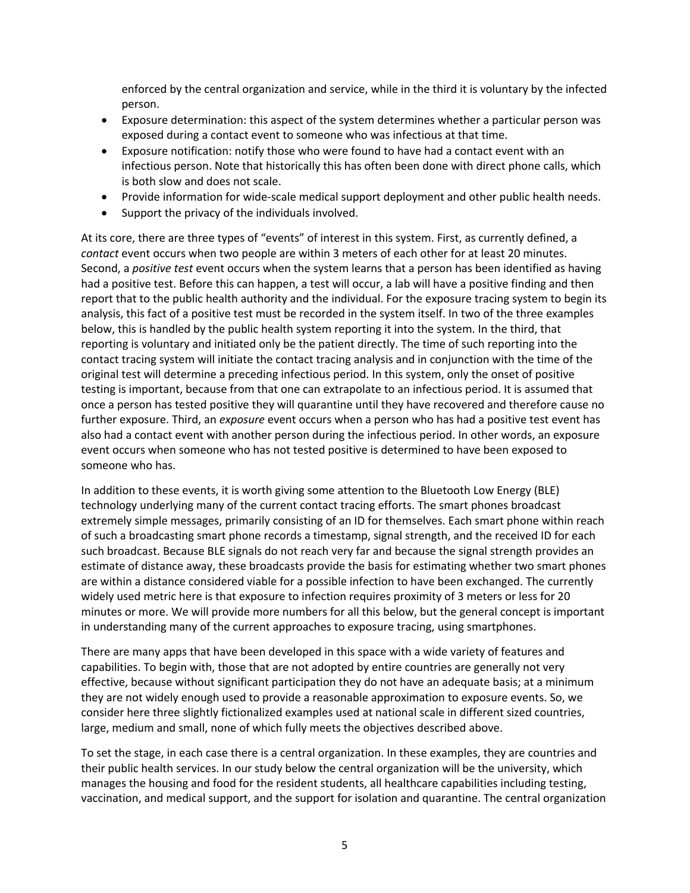enforced by the central organization and service, while in the third it is voluntary by the infected person.

- Exposure determination: this aspect of the system determines whether a particular person was exposed during a contact event to someone who was infectious at that time.
- Exposure notification: notify those who were found to have had a contact event with an infectious person. Note that historically this has often been done with direct phone calls, which is both slow and does not scale.
- Provide information for wide-scale medical support deployment and other public health needs.
- Support the privacy of the individuals involved.

At its core, there are three types of "events" of interest in this system. First, as currently defined, a *contact* event occurs when two people are within 3 meters of each other for at least 20 minutes. Second, a *positive test* event occurs when the system learns that a person has been identified as having had a positive test. Before this can happen, a test will occur, a lab will have a positive finding and then report that to the public health authority and the individual. For the exposure tracing system to begin its analysis, this fact of a positive test must be recorded in the system itself. In two of the three examples below, this is handled by the public health system reporting it into the system. In the third, that reporting is voluntary and initiated only be the patient directly. The time of such reporting into the contact tracing system will initiate the contact tracing analysis and in conjunction with the time of the original test will determine a preceding infectious period. In this system, only the onset of positive testing is important, because from that one can extrapolate to an infectious period. It is assumed that once a person has tested positive they will quarantine until they have recovered and therefore cause no further exposure. Third, an *exposure* event occurs when a person who has had a positive test event has also had a contact event with another person during the infectious period. In other words, an exposure event occurs when someone who has not tested positive is determined to have been exposed to someone who has.

In addition to these events, it is worth giving some attention to the Bluetooth Low Energy (BLE) technology underlying many of the current contact tracing efforts. The smart phones broadcast extremely simple messages, primarily consisting of an ID for themselves. Each smart phone within reach of such a broadcasting smart phone records a timestamp, signal strength, and the received ID for each such broadcast. Because BLE signals do not reach very far and because the signal strength provides an estimate of distance away, these broadcasts provide the basis for estimating whether two smart phones are within a distance considered viable for a possible infection to have been exchanged. The currently widely used metric here is that exposure to infection requires proximity of 3 meters or less for 20 minutes or more. We will provide more numbers for all this below, but the general concept is important in understanding many of the current approaches to exposure tracing, using smartphones.

There are many apps that have been developed in this space with a wide variety of features and capabilities. To begin with, those that are not adopted by entire countries are generally not very effective, because without significant participation they do not have an adequate basis; at a minimum they are not widely enough used to provide a reasonable approximation to exposure events. So, we consider here three slightly fictionalized examples used at national scale in different sized countries, large, medium and small, none of which fully meets the objectives described above.

To set the stage, in each case there is a central organization. In these examples, they are countries and their public health services. In our study below the central organization will be the university, which manages the housing and food for the resident students, all healthcare capabilities including testing, vaccination, and medical support, and the support for isolation and quarantine. The central organization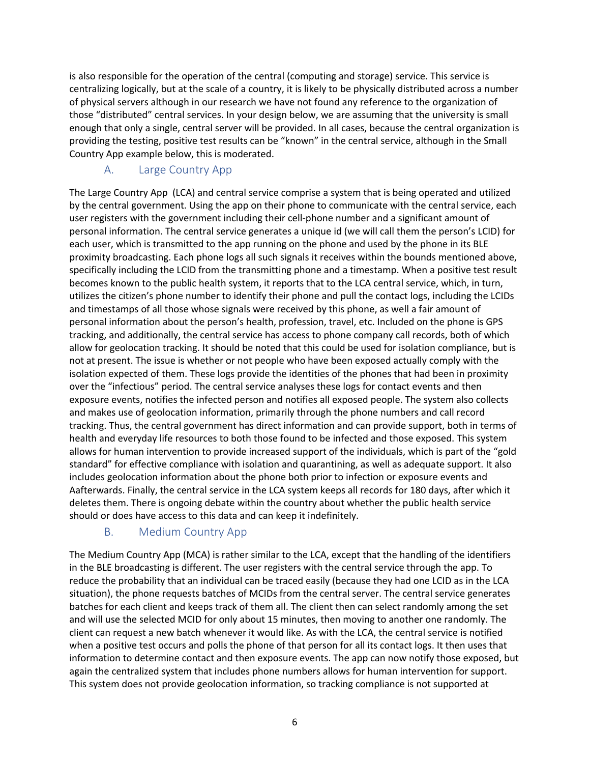is also responsible for the operation of the central (computing and storage) service. This service is centralizing logically, but at the scale of a country, it is likely to be physically distributed across a number of physical servers although in our research we have not found any reference to the organization of those "distributed" central services. In your design below, we are assuming that the university is small enough that only a single, central server will be provided. In all cases, because the central organization is providing the testing, positive test results can be "known" in the central service, although in the Small Country App example below, this is moderated.

### A. Large Country App

The Large Country App (LCA) and central service comprise a system that is being operated and utilized by the central government. Using the app on their phone to communicate with the central service, each user registers with the government including their cell-phone number and a significant amount of personal information. The central service generates a unique id (we will call them the person's LCID) for each user, which is transmitted to the app running on the phone and used by the phone in its BLE proximity broadcasting. Each phone logs all such signals it receives within the bounds mentioned above, specifically including the LCID from the transmitting phone and a timestamp. When a positive test result becomes known to the public health system, it reports that to the LCA central service, which, in turn, utilizes the citizen's phone number to identify their phone and pull the contact logs, including the LCIDs and timestamps of all those whose signals were received by this phone, as well a fair amount of personal information about the person's health, profession, travel, etc. Included on the phone is GPS tracking, and additionally, the central service has access to phone company call records, both of which allow for geolocation tracking. It should be noted that this could be used for isolation compliance, but is not at present. The issue is whether or not people who have been exposed actually comply with the isolation expected of them. These logs provide the identities of the phones that had been in proximity over the "infectious" period. The central service analyses these logs for contact events and then exposure events, notifies the infected person and notifies all exposed people. The system also collects and makes use of geolocation information, primarily through the phone numbers and call record tracking. Thus, the central government has direct information and can provide support, both in terms of health and everyday life resources to both those found to be infected and those exposed. This system allows for human intervention to provide increased support of the individuals, which is part of the "gold standard" for effective compliance with isolation and quarantining, as well as adequate support. It also includes geolocation information about the phone both prior to infection or exposure events and Aafterwards. Finally, the central service in the LCA system keeps all records for 180 days, after which it deletes them. There is ongoing debate within the country about whether the public health service should or does have access to this data and can keep it indefinitely.

### B. Medium Country App

The Medium Country App (MCA) is rather similar to the LCA, except that the handling of the identifiers in the BLE broadcasting is different. The user registers with the central service through the app. To reduce the probability that an individual can be traced easily (because they had one LCID as in the LCA situation), the phone requests batches of MCIDs from the central server. The central service generates batches for each client and keeps track of them all. The client then can select randomly among the set and will use the selected MCID for only about 15 minutes, then moving to another one randomly. The client can request a new batch whenever it would like. As with the LCA, the central service is notified when a positive test occurs and polls the phone of that person for all its contact logs. It then uses that information to determine contact and then exposure events. The app can now notify those exposed, but again the centralized system that includes phone numbers allows for human intervention for support. This system does not provide geolocation information, so tracking compliance is not supported at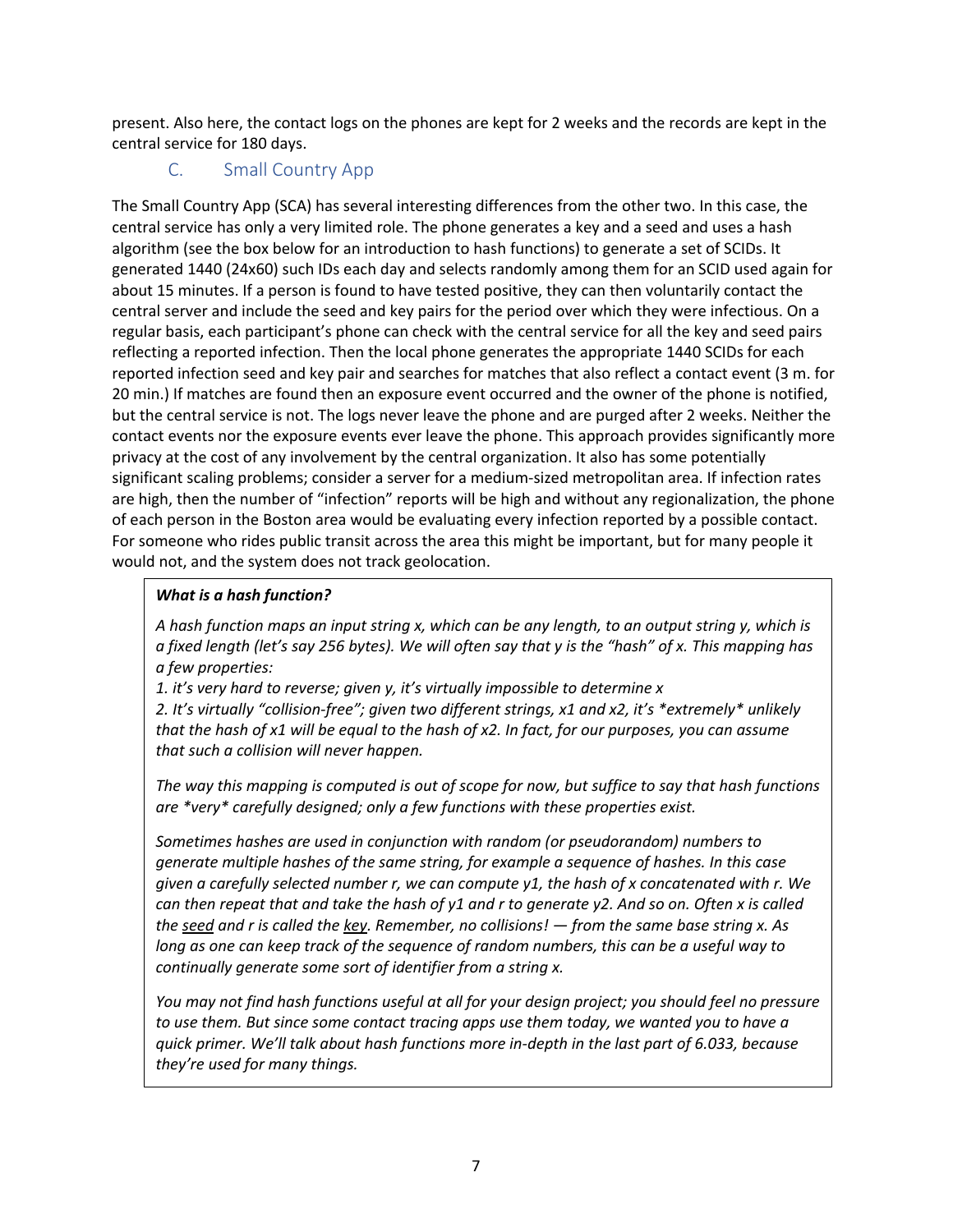present. Also here, the contact logs on the phones are kept for 2 weeks and the records are kept in the central service for 180 days.

### C. Small Country App

The Small Country App (SCA) has several interesting differences from the other two. In this case, the central service has only a very limited role. The phone generates a key and a seed and uses a hash algorithm (see the box below for an introduction to hash functions) to generate a set of SCIDs. It generated 1440 (24x60) such IDs each day and selects randomly among them for an SCID used again for about 15 minutes. If a person is found to have tested positive, they can then voluntarily contact the central server and include the seed and key pairs for the period over which they were infectious. On a regular basis, each participant's phone can check with the central service for all the key and seed pairs reflecting a reported infection. Then the local phone generates the appropriate 1440 SCIDs for each reported infection seed and key pair and searches for matches that also reflect a contact event (3 m. for 20 min.) If matches are found then an exposure event occurred and the owner of the phone is notified, but the central service is not. The logs never leave the phone and are purged after 2 weeks. Neither the contact events nor the exposure events ever leave the phone. This approach provides significantly more privacy at the cost of any involvement by the central organization. It also has some potentially significant scaling problems; consider a server for a medium-sized metropolitan area. If infection rates are high, then the number of "infection" reports will be high and without any regionalization, the phone of each person in the Boston area would be evaluating every infection reported by a possible contact. For someone who rides public transit across the area this might be important, but for many people it would not, and the system does not track geolocation.

> ***What is a hash function?***
>
> *A hash function maps an input string x, which can be any length, to an output string y, which is a fixed length (let's say 256 bytes). We will often say that y is the "hash" of x. This mapping has a few properties:*
> *1. it's very hard to reverse; given y, it's virtually impossible to determine x*
> *2. It's virtually "collision-free"; given two different strings, x1 and x2, it's \*extremely\* unlikely that the hash of x1 will be equal to the hash of x2. In fact, for our purposes, you can assume that such a collision will never happen.*
>
> *The way this mapping is computed is out of scope for now, but suffice to say that hash functions are \*very\* carefully designed; only a few functions with these properties exist.*
>
> *Sometimes hashes are used in conjunction with random (or pseudorandom) numbers to generate multiple hashes of the same string, for example a sequence of hashes. In this case given a carefully selected number r, we can compute y1, the hash of x concatenated with r. We can then repeat that and take the hash of y1 and r to generate y2. And so on. Often x is called the <u>seed</u> and r is called the <u>key</u>. Remember, no collisions! — from the same base string x. As long as one can keep track of the sequence of random numbers, this can be a useful way to continually generate some sort of identifier from a string x.*
>
> *You may not find hash functions useful at all for your design project; you should feel no pressure to use them. But since some contact tracing apps use them today, we wanted you to have a quick primer. We'll talk about hash functions more in-depth in the last part of 6.033, because they're used for many things.*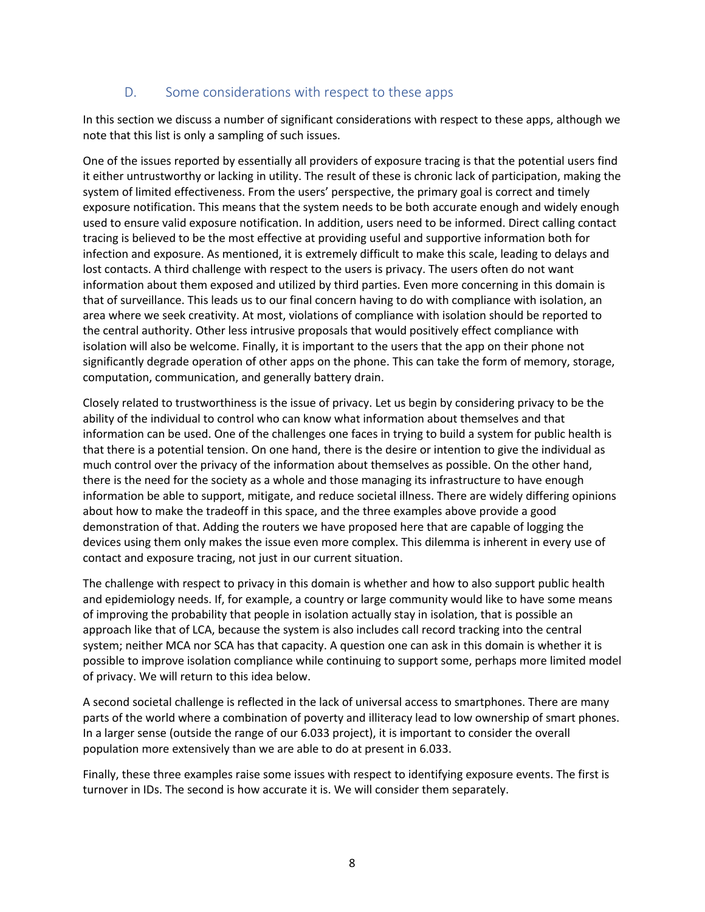## D. Some considerations with respect to these apps

In this section we discuss a number of significant considerations with respect to these apps, although we note that this list is only a sampling of such issues.

One of the issues reported by essentially all providers of exposure tracing is that the potential users find it either untrustworthy or lacking in utility. The result of these is chronic lack of participation, making the system of limited effectiveness. From the users' perspective, the primary goal is correct and timely exposure notification. This means that the system needs to be both accurate enough and widely enough used to ensure valid exposure notification. In addition, users need to be informed. Direct calling contact tracing is believed to be the most effective at providing useful and supportive information both for infection and exposure. As mentioned, it is extremely difficult to make this scale, leading to delays and lost contacts. A third challenge with respect to the users is privacy. The users often do not want information about them exposed and utilized by third parties. Even more concerning in this domain is that of surveillance. This leads us to our final concern having to do with compliance with isolation, an area where we seek creativity. At most, violations of compliance with isolation should be reported to the central authority. Other less intrusive proposals that would positively effect compliance with isolation will also be welcome. Finally, it is important to the users that the app on their phone not significantly degrade operation of other apps on the phone. This can take the form of memory, storage, computation, communication, and generally battery drain.

Closely related to trustworthiness is the issue of privacy. Let us begin by considering privacy to be the ability of the individual to control who can know what information about themselves and that information can be used. One of the challenges one faces in trying to build a system for public health is that there is a potential tension. On one hand, there is the desire or intention to give the individual as much control over the privacy of the information about themselves as possible. On the other hand, there is the need for the society as a whole and those managing its infrastructure to have enough information be able to support, mitigate, and reduce societal illness. There are widely differing opinions about how to make the tradeoff in this space, and the three examples above provide a good demonstration of that. Adding the routers we have proposed here that are capable of logging the devices using them only makes the issue even more complex. This dilemma is inherent in every use of contact and exposure tracing, not just in our current situation.

The challenge with respect to privacy in this domain is whether and how to also support public health and epidemiology needs. If, for example, a country or large community would like to have some means of improving the probability that people in isolation actually stay in isolation, that is possible an approach like that of LCA, because the system is also includes call record tracking into the central system; neither MCA nor SCA has that capacity. A question one can ask in this domain is whether it is possible to improve isolation compliance while continuing to support some, perhaps more limited model of privacy. We will return to this idea below.

A second societal challenge is reflected in the lack of universal access to smartphones. There are many parts of the world where a combination of poverty and illiteracy lead to low ownership of smart phones. In a larger sense (outside the range of our 6.033 project), it is important to consider the overall population more extensively than we are able to do at present in 6.033.

Finally, these three examples raise some issues with respect to identifying exposure events. The first is turnover in IDs. The second is how accurate it is. We will consider them separately.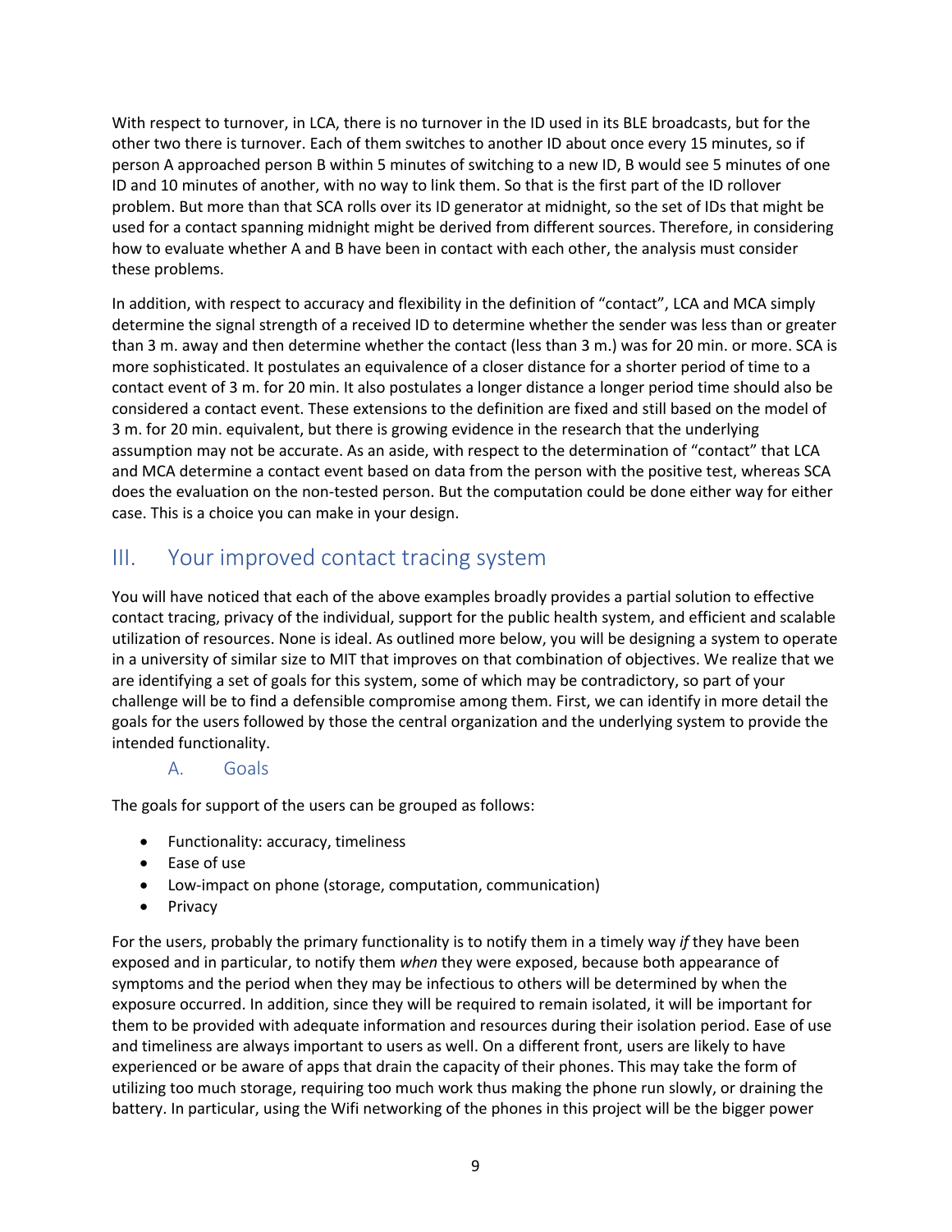With respect to turnover, in LCA, there is no turnover in the ID used in its BLE broadcasts, but for the other two there is turnover. Each of them switches to another ID about once every 15 minutes, so if person A approached person B within 5 minutes of switching to a new ID, B would see 5 minutes of one ID and 10 minutes of another, with no way to link them. So that is the first part of the ID rollover problem. But more than that SCA rolls over its ID generator at midnight, so the set of IDs that might be used for a contact spanning midnight might be derived from different sources. Therefore, in considering how to evaluate whether A and B have been in contact with each other, the analysis must consider these problems.

In addition, with respect to accuracy and flexibility in the definition of "contact", LCA and MCA simply determine the signal strength of a received ID to determine whether the sender was less than or greater than 3 m. away and then determine whether the contact (less than 3 m.) was for 20 min. or more. SCA is more sophisticated. It postulates an equivalence of a closer distance for a shorter period of time to a contact event of 3 m. for 20 min. It also postulates a longer distance a longer period time should also be considered a contact event. These extensions to the definition are fixed and still based on the model of 3 m. for 20 min. equivalent, but there is growing evidence in the research that the underlying assumption may not be accurate. As an aside, with respect to the determination of "contact" that LCA and MCA determine a contact event based on data from the person with the positive test, whereas SCA does the evaluation on the non-tested person. But the computation could be done either way for either case. This is a choice you can make in your design.

## III. Your improved contact tracing system

You will have noticed that each of the above examples broadly provides a partial solution to effective contact tracing, privacy of the individual, support for the public health system, and efficient and scalable utilization of resources. None is ideal. As outlined more below, you will be designing a system to operate in a university of similar size to MIT that improves on that combination of objectives. We realize that we are identifying a set of goals for this system, some of which may be contradictory, so part of your challenge will be to find a defensible compromise among them. First, we can identify in more detail the goals for the users followed by those the central organization and the underlying system to provide the intended functionality.

### A. Goals

The goals for support of the users can be grouped as follows:

- Functionality: accuracy, timeliness
- Ease of use
- Low-impact on phone (storage, computation, communication)
- Privacy

For the users, probably the primary functionality is to notify them in a timely way *if* they have been exposed and in particular, to notify them *when* they were exposed, because both appearance of symptoms and the period when they may be infectious to others will be determined by when the exposure occurred. In addition, since they will be required to remain isolated, it will be important for them to be provided with adequate information and resources during their isolation period. Ease of use and timeliness are always important to users as well. On a different front, users are likely to have experienced or be aware of apps that drain the capacity of their phones. This may take the form of utilizing too much storage, requiring too much work thus making the phone run slowly, or draining the battery. In particular, using the Wifi networking of the phones in this project will be the bigger power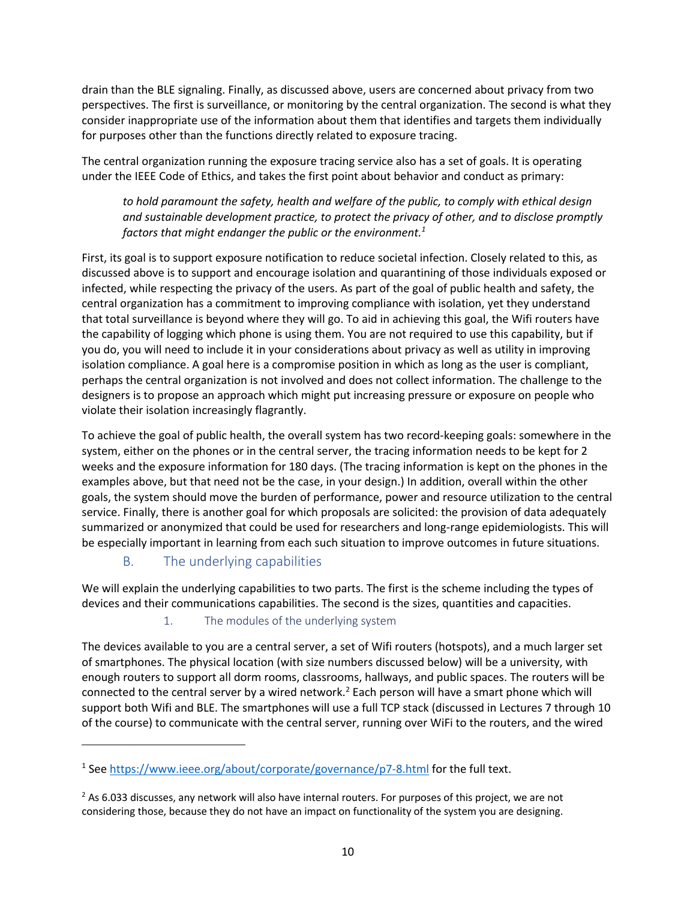drain than the BLE signaling. Finally, as discussed above, users are concerned about privacy from two perspectives. The first is surveillance, or monitoring by the central organization. The second is what they consider inappropriate use of the information about them that identifies and targets them individually for purposes other than the functions directly related to exposure tracing.

The central organization running the exposure tracing service also has a set of goals. It is operating under the IEEE Code of Ethics, and takes the first point about behavior and conduct as primary:

> *to hold paramount the safety, health and welfare of the public, to comply with ethical design and sustainable development practice, to protect the privacy of other, and to disclose promptly factors that might endanger the public or the environment.*[1]

First, its goal is to support exposure notification to reduce societal infection. Closely related to this, as discussed above is to support and encourage isolation and quarantining of those individuals exposed or infected, while respecting the privacy of the users. As part of the goal of public health and safety, the central organization has a commitment to improving compliance with isolation, yet they understand that total surveillance is beyond where they will go. To aid in achieving this goal, the Wifi routers have the capability of logging which phone is using them. You are not required to use this capability, but if you do, you will need to include it in your considerations about privacy as well as utility in improving isolation compliance. A goal here is a compromise position in which as long as the user is compliant, perhaps the central organization is not involved and does not collect information. The challenge to the designers is to propose an approach which might put increasing pressure or exposure on people who violate their isolation increasingly flagrantly.

To achieve the goal of public health, the overall system has two record-keeping goals: somewhere in the system, either on the phones or in the central server, the tracing information needs to be kept for 2 weeks and the exposure information for 180 days. (The tracing information is kept on the phones in the examples above, but that need not be the case, in your design.) In addition, overall within the other goals, the system should move the burden of performance, power and resource utilization to the central service. Finally, there is another goal for which proposals are solicited: the provision of data adequately summarized or anonymized that could be used for researchers and long-range epidemiologists. This will be especially important in learning from each such situation to improve outcomes in future situations.

## B. The underlying capabilities

We will explain the underlying capabilities to two parts. The first is the scheme including the types of devices and their communications capabilities. The second is the sizes, quantities and capacities.

### 1. The modules of the underlying system

The devices available to you are a central server, a set of Wifi routers (hotspots), and a much larger set of smartphones. The physical location (with size numbers discussed below) will be a university, with enough routers to support all dorm rooms, classrooms, hallways, and public spaces. The routers will be connected to the central server by a wired network.[2] Each person will have a smart phone which will support both Wifi and BLE. The smartphones will use a full TCP stack (discussed in Lectures 7 through 10 of the course) to communicate with the central server, running over WiFi to the routers, and the wired

---

[1] See https://www.ieee.org/about/corporate/governance/p7-8.html for the full text.

[2] As 6.033 discusses, any network will also have internal routers. For purposes of this project, we are not considering those, because they do not have an impact on functionality of the system you are designing.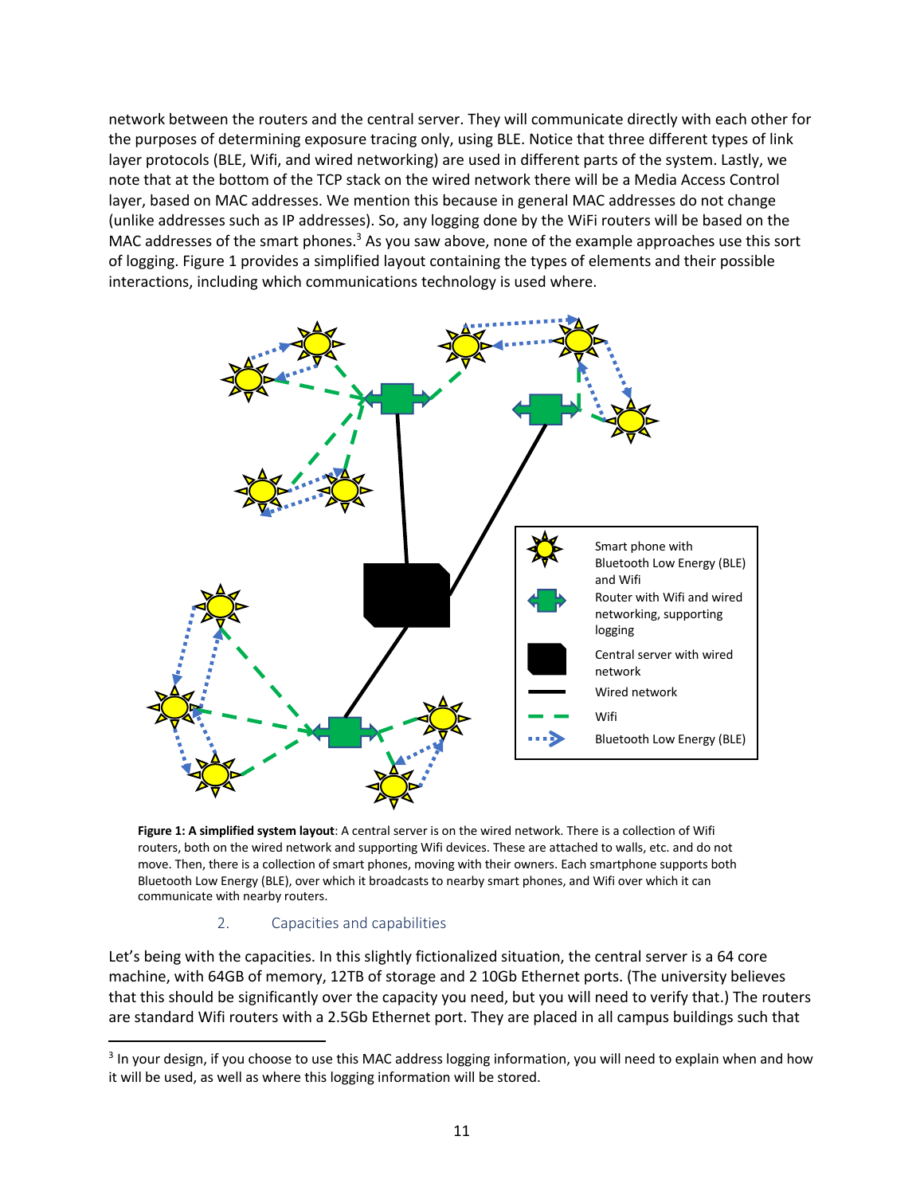network between the routers and the central server. They will communicate directly with each other for the purposes of determining exposure tracing only, using BLE. Notice that three different types of link layer protocols (BLE, Wifi, and wired networking) are used in different parts of the system. Lastly, we note that at the bottom of the TCP stack on the wired network there will be a Media Access Control layer, based on MAC addresses. We mention this because in general MAC addresses do not change (unlike addresses such as IP addresses). So, any logging done by the WiFi routers will be based on the MAC addresses of the smart phones.[3] As you saw above, none of the example approaches use this sort of logging. Figure 1 provides a simplified layout containing the types of elements and their possible interactions, including which communications technology is used where.

**Figure 1: A simplified system layout**: A central server is on the wired network. There is a collection of Wifi routers, both on the wired network and supporting Wifi devices. These are attached to walls, etc. and do not move. Then, there is a collection of smart phones, moving with their owners. Each smartphone supports both Bluetooth Low Energy (BLE), over which it broadcasts to nearby smart phones, and Wifi over which it can communicate with nearby routers.

## 2. Capacities and capabilities

Let's being with the capacities. In this slightly fictionalized situation, the central server is a 64 core machine, with 64GB of memory, 12TB of storage and 2 10Gb Ethernet ports. (The university believes that this should be significantly over the capacity you need, but you will need to verify that.) The routers are standard Wifi routers with a 2.5Gb Ethernet port. They are placed in all campus buildings such that

[3] In your design, if you choose to use this MAC address logging information, you will need to explain when and how it will be used, as well as where this logging information will be stored.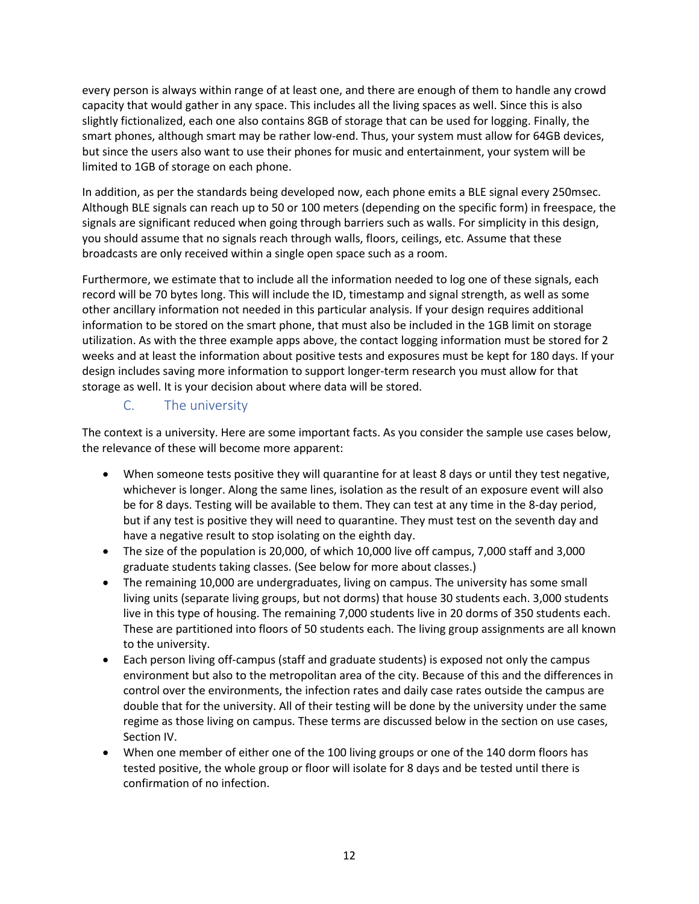every person is always within range of at least one, and there are enough of them to handle any crowd capacity that would gather in any space. This includes all the living spaces as well. Since this is also slightly fictionalized, each one also contains 8GB of storage that can be used for logging. Finally, the smart phones, although smart may be rather low-end. Thus, your system must allow for 64GB devices, but since the users also want to use their phones for music and entertainment, your system will be limited to 1GB of storage on each phone.

In addition, as per the standards being developed now, each phone emits a BLE signal every 250msec. Although BLE signals can reach up to 50 or 100 meters (depending on the specific form) in freespace, the signals are significant reduced when going through barriers such as walls. For simplicity in this design, you should assume that no signals reach through walls, floors, ceilings, etc. Assume that these broadcasts are only received within a single open space such as a room.

Furthermore, we estimate that to include all the information needed to log one of these signals, each record will be 70 bytes long. This will include the ID, timestamp and signal strength, as well as some other ancillary information not needed in this particular analysis. If your design requires additional information to be stored on the smart phone, that must also be included in the 1GB limit on storage utilization. As with the three example apps above, the contact logging information must be stored for 2 weeks and at least the information about positive tests and exposures must be kept for 180 days. If your design includes saving more information to support longer-term research you must allow for that storage as well. It is your decision about where data will be stored.

### C. The university

The context is a university. Here are some important facts. As you consider the sample use cases below, the relevance of these will become more apparent:

- When someone tests positive they will quarantine for at least 8 days or until they test negative, whichever is longer. Along the same lines, isolation as the result of an exposure event will also be for 8 days. Testing will be available to them. They can test at any time in the 8-day period, but if any test is positive they will need to quarantine. They must test on the seventh day and have a negative result to stop isolating on the eighth day.
- The size of the population is 20,000, of which 10,000 live off campus, 7,000 staff and 3,000 graduate students taking classes. (See below for more about classes.)
- The remaining 10,000 are undergraduates, living on campus. The university has some small living units (separate living groups, but not dorms) that house 30 students each. 3,000 students live in this type of housing. The remaining 7,000 students live in 20 dorms of 350 students each. These are partitioned into floors of 50 students each. The living group assignments are all known to the university.
- Each person living off-campus (staff and graduate students) is exposed not only the campus environment but also to the metropolitan area of the city. Because of this and the differences in control over the environments, the infection rates and daily case rates outside the campus are double that for the university. All of their testing will be done by the university under the same regime as those living on campus. These terms are discussed below in the section on use cases, Section IV.
- When one member of either one of the 100 living groups or one of the 140 dorm floors has tested positive, the whole group or floor will isolate for 8 days and be tested until there is confirmation of no infection.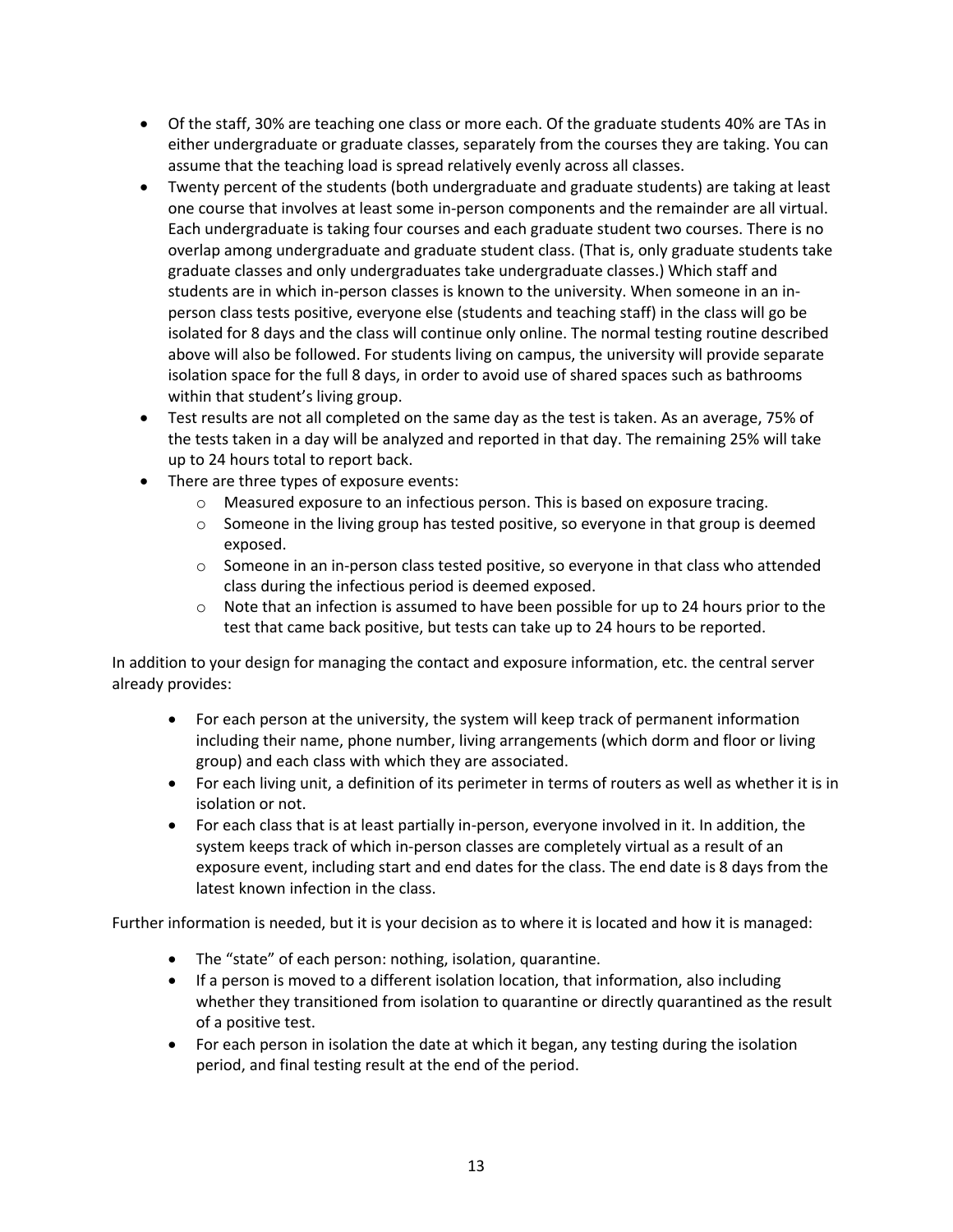- Of the staff, 30% are teaching one class or more each. Of the graduate students 40% are TAs in either undergraduate or graduate classes, separately from the courses they are taking. You can assume that the teaching load is spread relatively evenly across all classes.
- Twenty percent of the students (both undergraduate and graduate students) are taking at least one course that involves at least some in-person components and the remainder are all virtual. Each undergraduate is taking four courses and each graduate student two courses. There is no overlap among undergraduate and graduate student class. (That is, only graduate students take graduate classes and only undergraduates take undergraduate classes.) Which staff and students are in which in-person classes is known to the university. When someone in an in-person class tests positive, everyone else (students and teaching staff) in the class will go be isolated for 8 days and the class will continue only online. The normal testing routine described above will also be followed. For students living on campus, the university will provide separate isolation space for the full 8 days, in order to avoid use of shared spaces such as bathrooms within that student's living group.
- Test results are not all completed on the same day as the test is taken. As an average, 75% of the tests taken in a day will be analyzed and reported in that day. The remaining 25% will take up to 24 hours total to report back.
- There are three types of exposure events:
  - Measured exposure to an infectious person. This is based on exposure tracing.
  - Someone in the living group has tested positive, so everyone in that group is deemed exposed.
  - Someone in an in-person class tested positive, so everyone in that class who attended class during the infectious period is deemed exposed.
  - Note that an infection is assumed to have been possible for up to 24 hours prior to the test that came back positive, but tests can take up to 24 hours to be reported.

In addition to your design for managing the contact and exposure information, etc. the central server already provides:

- For each person at the university, the system will keep track of permanent information including their name, phone number, living arrangements (which dorm and floor or living group) and each class with which they are associated.
- For each living unit, a definition of its perimeter in terms of routers as well as whether it is in isolation or not.
- For each class that is at least partially in-person, everyone involved in it. In addition, the system keeps track of which in-person classes are completely virtual as a result of an exposure event, including start and end dates for the class. The end date is 8 days from the latest known infection in the class.

Further information is needed, but it is your decision as to where it is located and how it is managed:

- The "state" of each person: nothing, isolation, quarantine.
- If a person is moved to a different isolation location, that information, also including whether they transitioned from isolation to quarantine or directly quarantined as the result of a positive test.
- For each person in isolation the date at which it began, any testing during the isolation period, and final testing result at the end of the period.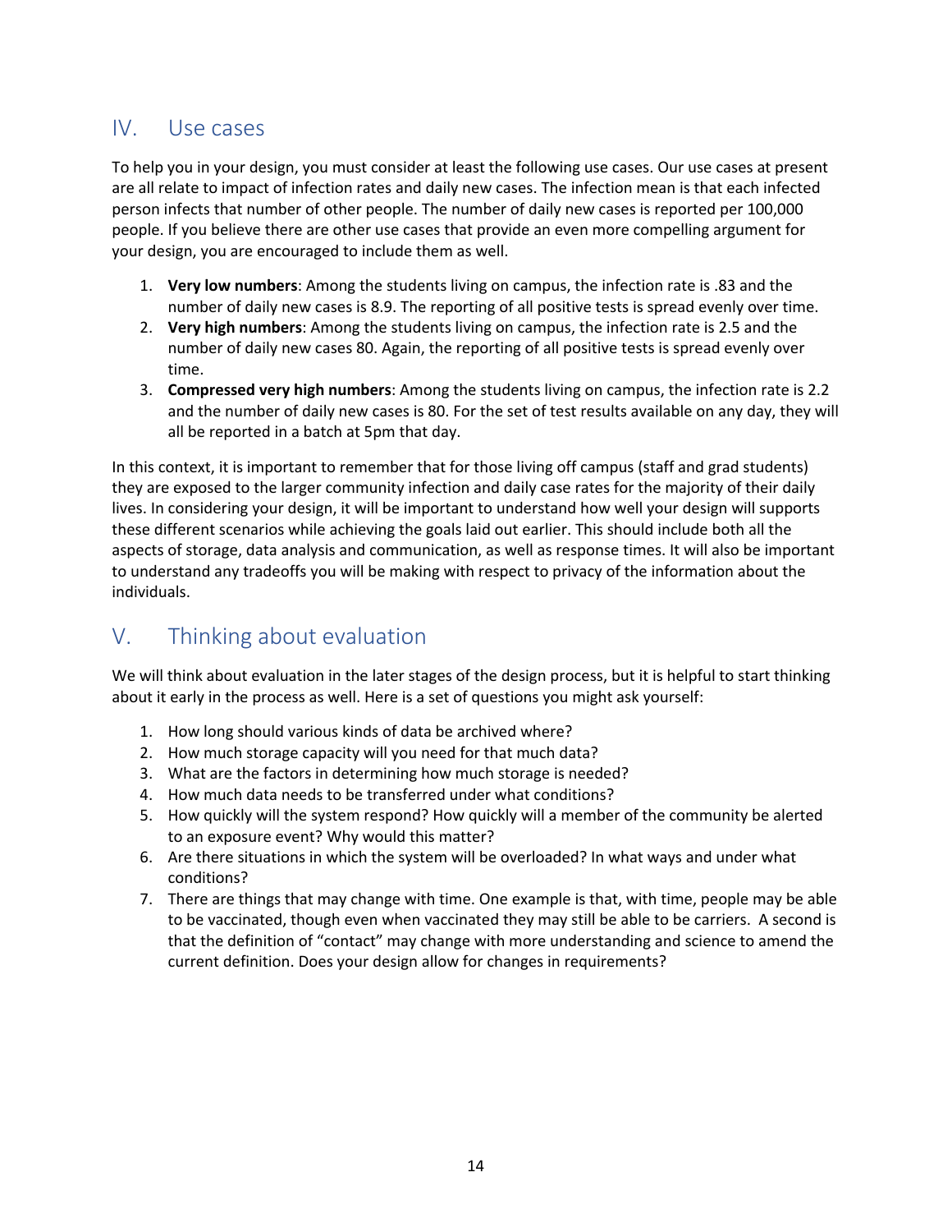## IV. Use cases

To help you in your design, you must consider at least the following use cases. Our use cases at present are all relate to impact of infection rates and daily new cases. The infection mean is that each infected person infects that number of other people. The number of daily new cases is reported per 100,000 people. If you believe there are other use cases that provide an even more compelling argument for your design, you are encouraged to include them as well.

1. **Very low numbers**: Among the students living on campus, the infection rate is .83 and the number of daily new cases is 8.9. The reporting of all positive tests is spread evenly over time.
2. **Very high numbers**: Among the students living on campus, the infection rate is 2.5 and the number of daily new cases 80. Again, the reporting of all positive tests is spread evenly over time.
3. **Compressed very high numbers**: Among the students living on campus, the infection rate is 2.2 and the number of daily new cases is 80. For the set of test results available on any day, they will all be reported in a batch at 5pm that day.

In this context, it is important to remember that for those living off campus (staff and grad students) they are exposed to the larger community infection and daily case rates for the majority of their daily lives. In considering your design, it will be important to understand how well your design will supports these different scenarios while achieving the goals laid out earlier. This should include both all the aspects of storage, data analysis and communication, as well as response times. It will also be important to understand any tradeoffs you will be making with respect to privacy of the information about the individuals.

## V. Thinking about evaluation

We will think about evaluation in the later stages of the design process, but it is helpful to start thinking about it early in the process as well. Here is a set of questions you might ask yourself:

1. How long should various kinds of data be archived where?
2. How much storage capacity will you need for that much data?
3. What are the factors in determining how much storage is needed?
4. How much data needs to be transferred under what conditions?
5. How quickly will the system respond? How quickly will a member of the community be alerted to an exposure event? Why would this matter?
6. Are there situations in which the system will be overloaded? In what ways and under what conditions?
7. There are things that may change with time. One example is that, with time, people may be able to be vaccinated, though even when vaccinated they may still be able to be carriers. A second is that the definition of "contact" may change with more understanding and science to amend the current definition. Does your design allow for changes in requirements?